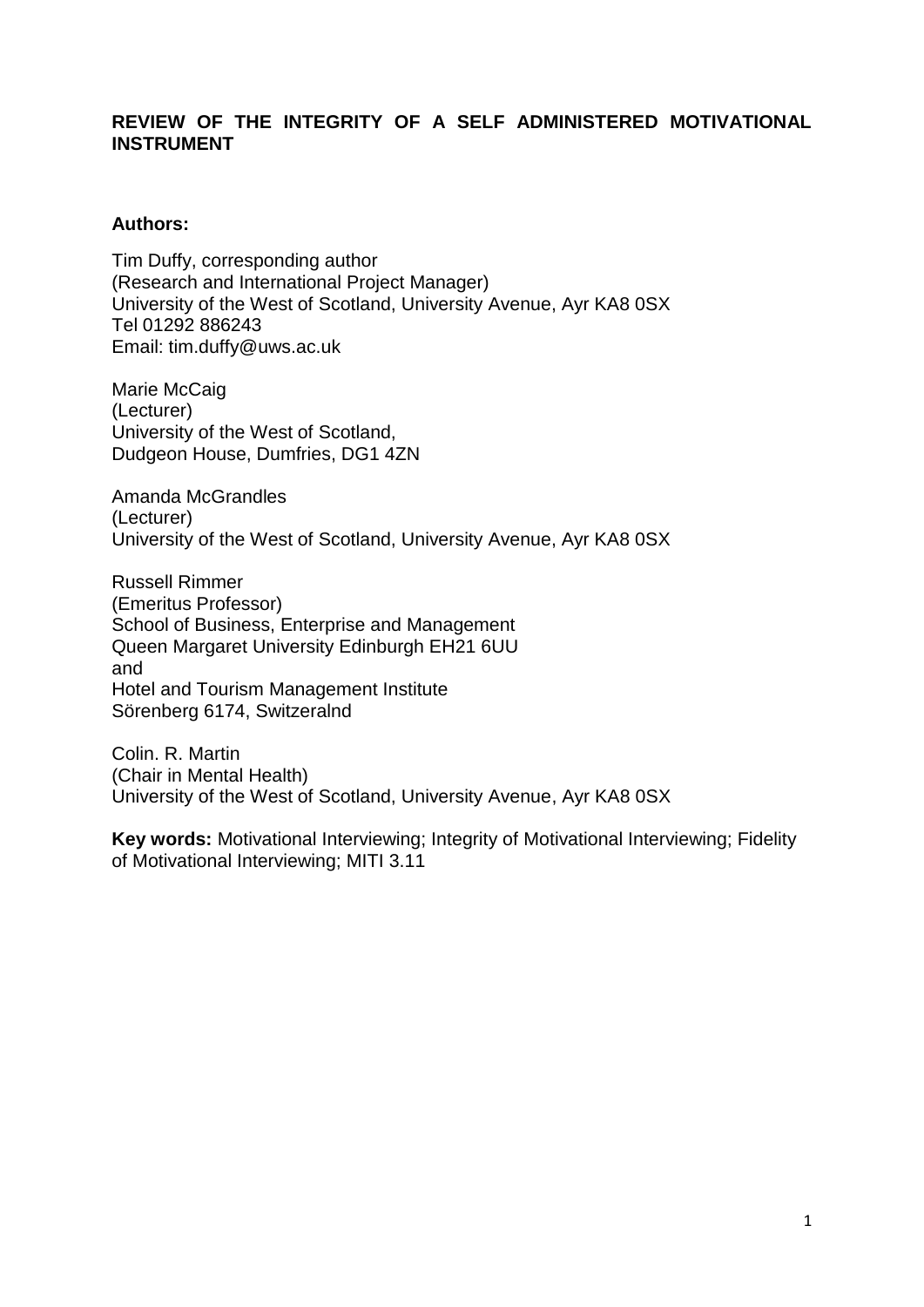# REVIEW OF THE INTEGRITY OF A SELF ADMINISTERED MOTIVATIONAL INSTRUMENT

**Authors:**

Tim Duffy, corresponding author
(Research and International Project Manager)
University of the West of Scotland, University Avenue, Ayr KA8 0SX
Tel 01292 886243
Email: tim.duffy@uws.ac.uk

Marie McCaig
(Lecturer)
University of the West of Scotland,
Dudgeon House, Dumfries, DG1 4ZN

Amanda McGrandles
(Lecturer)
University of the West of Scotland, University Avenue, Ayr KA8 0SX

Russell Rimmer
(Emeritus Professor)
School of Business, Enterprise and Management
Queen Margaret University Edinburgh EH21 6UU
and
Hotel and Tourism Management Institute
Sörenberg 6174, Switzeralnd

Colin. R. Martin
(Chair in Mental Health)
University of the West of Scotland, University Avenue, Ayr KA8 0SX

**Key words:** Motivational Interviewing; Integrity of Motivational Interviewing; Fidelity of Motivational Interviewing; MITI 3.11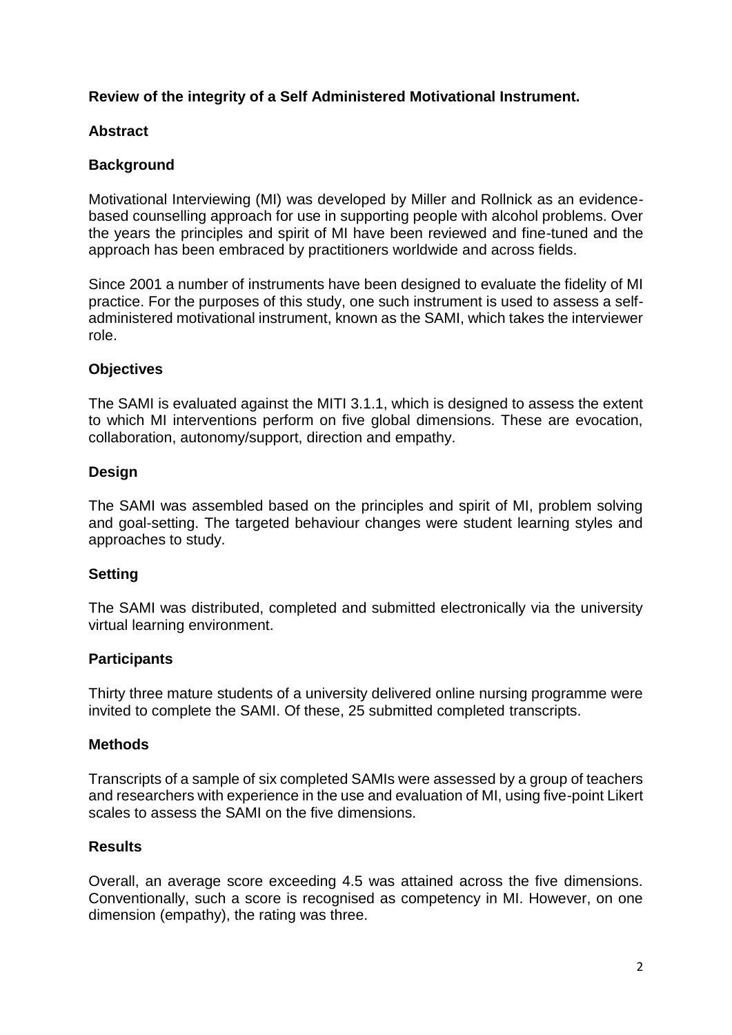**Review of the integrity of a Self Administered Motivational Instrument.**

## Abstract

### Background

Motivational Interviewing (MI) was developed by Miller and Rollnick as an evidence-based counselling approach for use in supporting people with alcohol problems. Over the years the principles and spirit of MI have been reviewed and fine-tuned and the approach has been embraced by practitioners worldwide and across fields.

Since 2001 a number of instruments have been designed to evaluate the fidelity of MI practice. For the purposes of this study, one such instrument is used to assess a self-administered motivational instrument, known as the SAMI, which takes the interviewer role.

### Objectives

The SAMI is evaluated against the MITI 3.1.1, which is designed to assess the extent to which MI interventions perform on five global dimensions. These are evocation, collaboration, autonomy/support, direction and empathy.

### Design

The SAMI was assembled based on the principles and spirit of MI, problem solving and goal-setting. The targeted behaviour changes were student learning styles and approaches to study.

### Setting

The SAMI was distributed, completed and submitted electronically via the university virtual learning environment.

### Participants

Thirty three mature students of a university delivered online nursing programme were invited to complete the SAMI. Of these, 25 submitted completed transcripts.

### Methods

Transcripts of a sample of six completed SAMIs were assessed by a group of teachers and researchers with experience in the use and evaluation of MI, using five-point Likert scales to assess the SAMI on the five dimensions.

### Results

Overall, an average score exceeding 4.5 was attained across the five dimensions. Conventionally, such a score is recognised as competency in MI. However, on one dimension (empathy), the rating was three.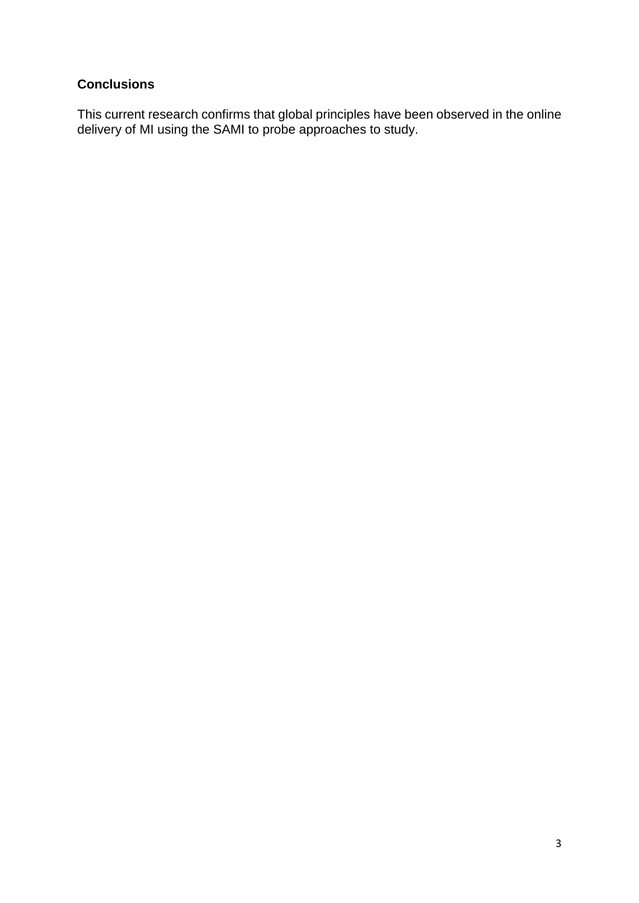**Conclusions**

This current research confirms that global principles have been observed in the online delivery of MI using the SAMI to probe approaches to study.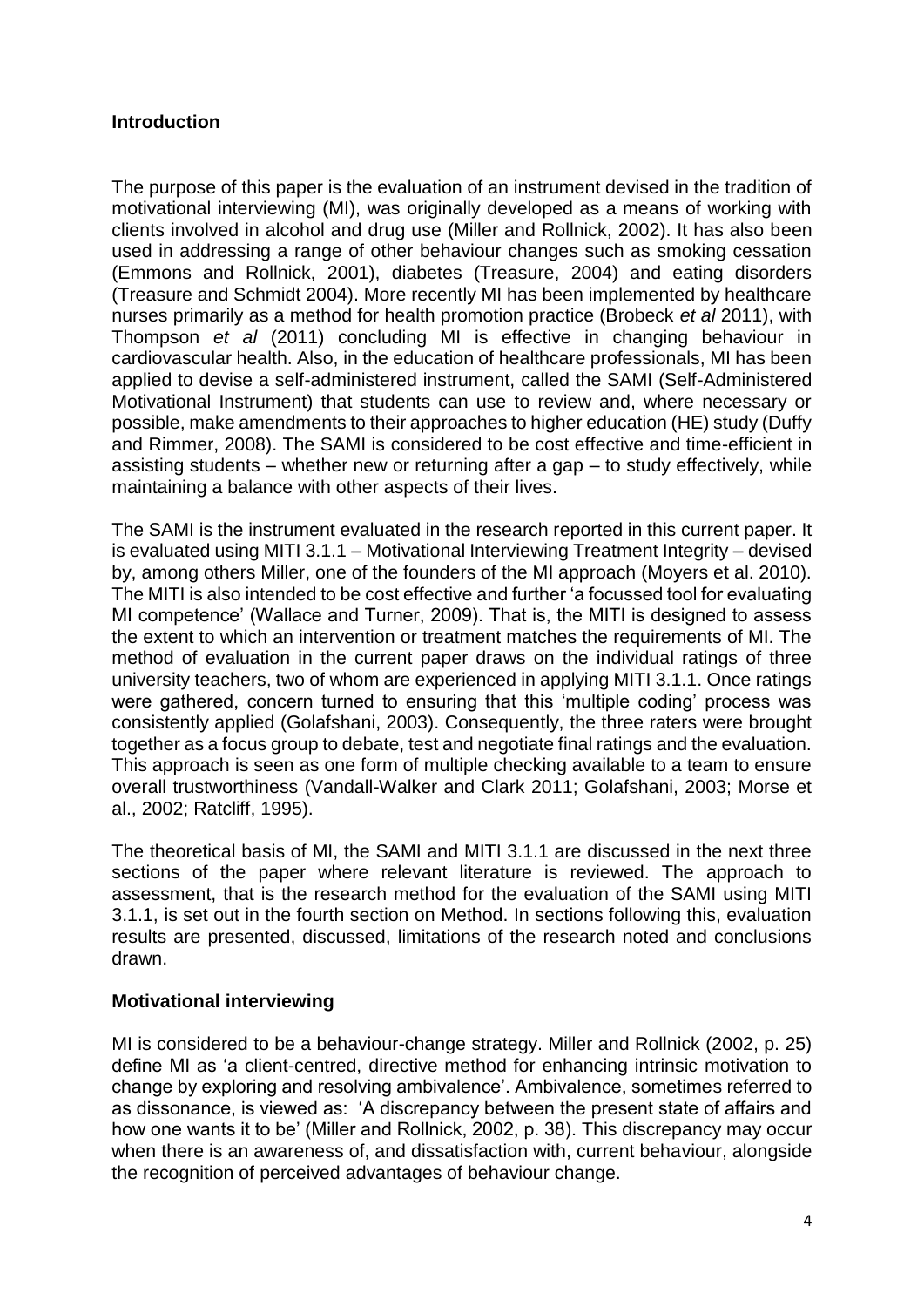## Introduction

The purpose of this paper is the evaluation of an instrument devised in the tradition of motivational interviewing (MI), was originally developed as a means of working with clients involved in alcohol and drug use (Miller and Rollnick, 2002). It has also been used in addressing a range of other behaviour changes such as smoking cessation (Emmons and Rollnick, 2001), diabetes (Treasure, 2004) and eating disorders (Treasure and Schmidt 2004). More recently MI has been implemented by healthcare nurses primarily as a method for health promotion practice (Brobeck *et al* 2011), with Thompson *et al* (2011) concluding MI is effective in changing behaviour in cardiovascular health. Also, in the education of healthcare professionals, MI has been applied to devise a self-administered instrument, called the SAMI (Self-Administered Motivational Instrument) that students can use to review and, where necessary or possible, make amendments to their approaches to higher education (HE) study (Duffy and Rimmer, 2008). The SAMI is considered to be cost effective and time-efficient in assisting students – whether new or returning after a gap – to study effectively, while maintaining a balance with other aspects of their lives.

The SAMI is the instrument evaluated in the research reported in this current paper. It is evaluated using MITI 3.1.1 – Motivational Interviewing Treatment Integrity – devised by, among others Miller, one of the founders of the MI approach (Moyers et al. 2010). The MITI is also intended to be cost effective and further 'a focussed tool for evaluating MI competence' (Wallace and Turner, 2009). That is, the MITI is designed to assess the extent to which an intervention or treatment matches the requirements of MI. The method of evaluation in the current paper draws on the individual ratings of three university teachers, two of whom are experienced in applying MITI 3.1.1. Once ratings were gathered, concern turned to ensuring that this 'multiple coding' process was consistently applied (Golafshani, 2003). Consequently, the three raters were brought together as a focus group to debate, test and negotiate final ratings and the evaluation. This approach is seen as one form of multiple checking available to a team to ensure overall trustworthiness (Vandall-Walker and Clark 2011; Golafshani, 2003; Morse et al., 2002; Ratcliff, 1995).

The theoretical basis of MI, the SAMI and MITI 3.1.1 are discussed in the next three sections of the paper where relevant literature is reviewed. The approach to assessment, that is the research method for the evaluation of the SAMI using MITI 3.1.1, is set out in the fourth section on Method. In sections following this, evaluation results are presented, discussed, limitations of the research noted and conclusions drawn.

## Motivational interviewing

MI is considered to be a behaviour-change strategy. Miller and Rollnick (2002, p. 25) define MI as 'a client-centred, directive method for enhancing intrinsic motivation to change by exploring and resolving ambivalence'. Ambivalence, sometimes referred to as dissonance, is viewed as: 'A discrepancy between the present state of affairs and how one wants it to be' (Miller and Rollnick, 2002, p. 38). This discrepancy may occur when there is an awareness of, and dissatisfaction with, current behaviour, alongside the recognition of perceived advantages of behaviour change.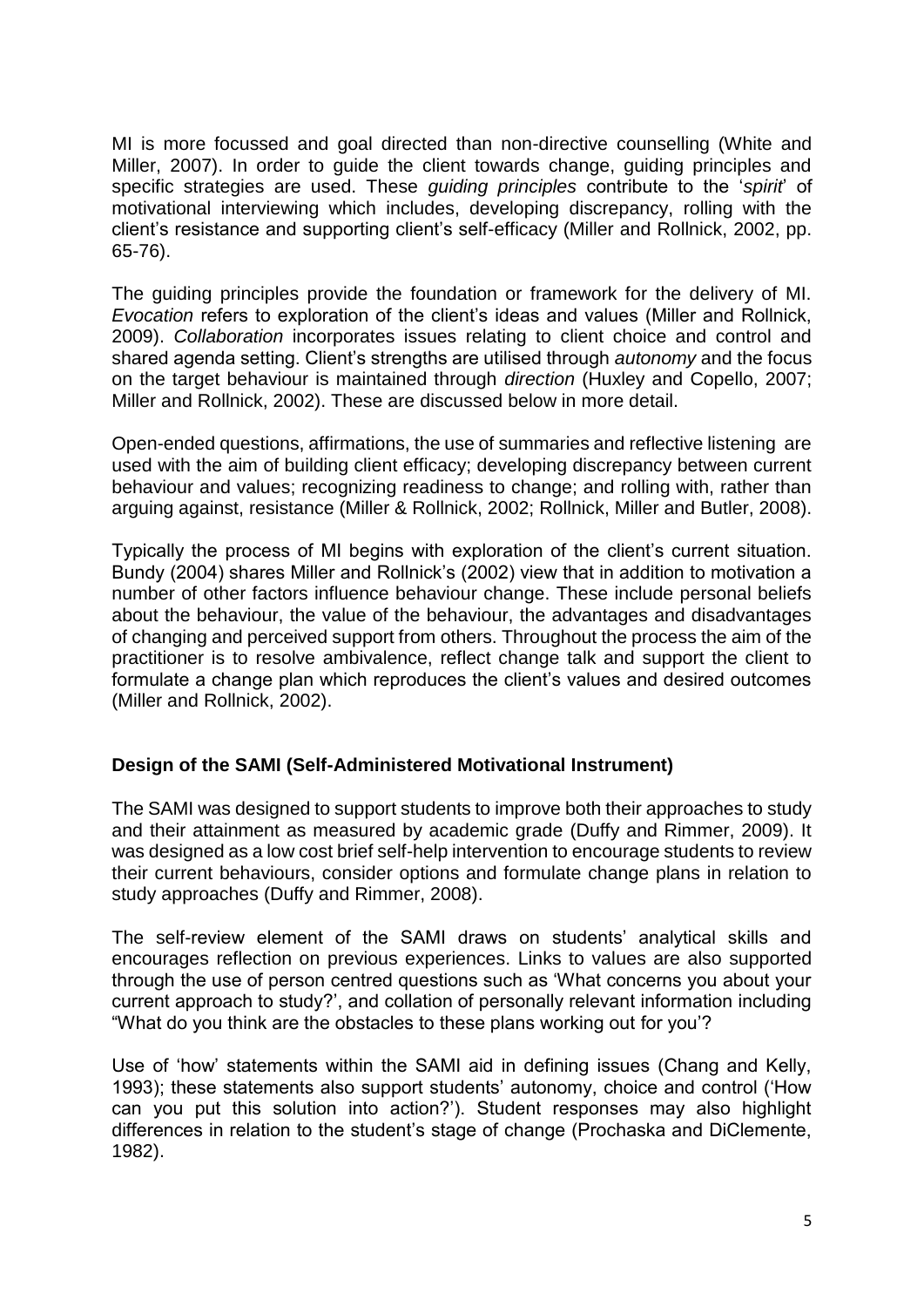MI is more focussed and goal directed than non-directive counselling (White and Miller, 2007). In order to guide the client towards change, guiding principles and specific strategies are used. These *guiding principles* contribute to the '*spirit*' of motivational interviewing which includes, developing discrepancy, rolling with the client's resistance and supporting client's self-efficacy (Miller and Rollnick, 2002, pp. 65-76).

The guiding principles provide the foundation or framework for the delivery of MI. *Evocation* refers to exploration of the client's ideas and values (Miller and Rollnick, 2009). *Collaboration* incorporates issues relating to client choice and control and shared agenda setting. Client's strengths are utilised through *autonomy* and the focus on the target behaviour is maintained through *direction* (Huxley and Copello, 2007; Miller and Rollnick, 2002). These are discussed below in more detail.

Open-ended questions, affirmations, the use of summaries and reflective listening are used with the aim of building client efficacy; developing discrepancy between current behaviour and values; recognizing readiness to change; and rolling with, rather than arguing against, resistance (Miller & Rollnick, 2002; Rollnick, Miller and Butler, 2008).

Typically the process of MI begins with exploration of the client's current situation. Bundy (2004) shares Miller and Rollnick's (2002) view that in addition to motivation a number of other factors influence behaviour change. These include personal beliefs about the behaviour, the value of the behaviour, the advantages and disadvantages of changing and perceived support from others. Throughout the process the aim of the practitioner is to resolve ambivalence, reflect change talk and support the client to formulate a change plan which reproduces the client's values and desired outcomes (Miller and Rollnick, 2002).

## Design of the SAMI (Self-Administered Motivational Instrument)

The SAMI was designed to support students to improve both their approaches to study and their attainment as measured by academic grade (Duffy and Rimmer, 2009). It was designed as a low cost brief self-help intervention to encourage students to review their current behaviours, consider options and formulate change plans in relation to study approaches (Duffy and Rimmer, 2008).

The self-review element of the SAMI draws on students' analytical skills and encourages reflection on previous experiences. Links to values are also supported through the use of person centred questions such as 'What concerns you about your current approach to study?', and collation of personally relevant information including "What do you think are the obstacles to these plans working out for you'?

Use of 'how' statements within the SAMI aid in defining issues (Chang and Kelly, 1993); these statements also support students' autonomy, choice and control ('How can you put this solution into action?'). Student responses may also highlight differences in relation to the student's stage of change (Prochaska and DiClemente, 1982).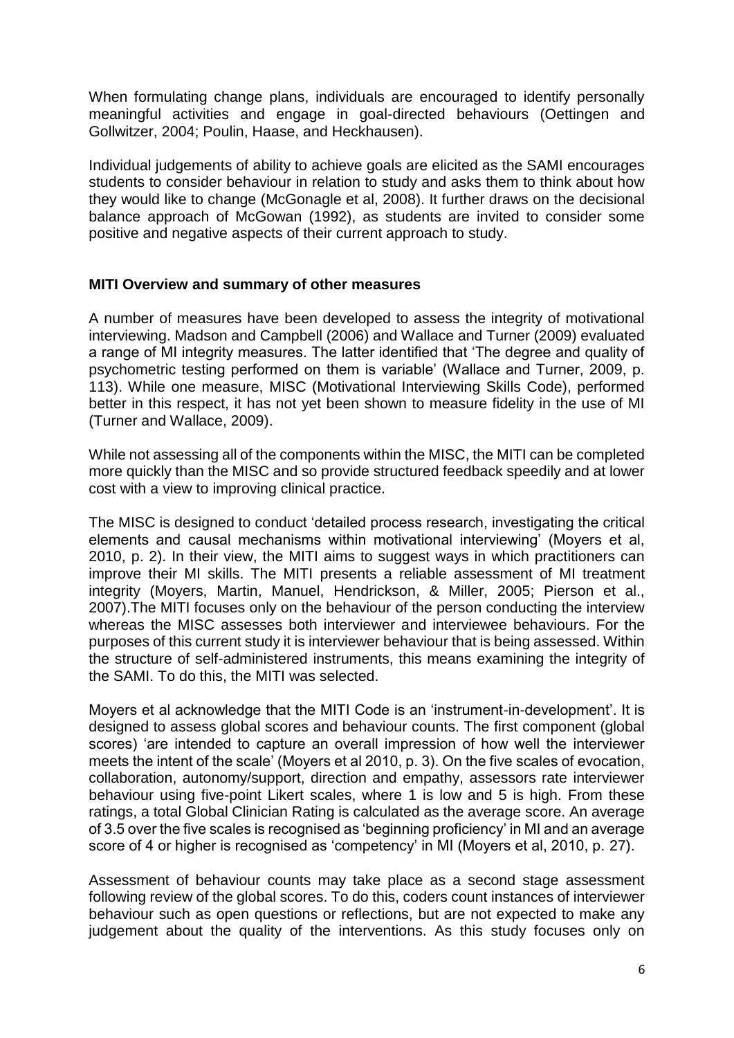When formulating change plans, individuals are encouraged to identify personally meaningful activities and engage in goal-directed behaviours (Oettingen and Gollwitzer, 2004; Poulin, Haase, and Heckhausen).

Individual judgements of ability to achieve goals are elicited as the SAMI encourages students to consider behaviour in relation to study and asks them to think about how they would like to change (McGonagle et al, 2008). It further draws on the decisional balance approach of McGowan (1992), as students are invited to consider some positive and negative aspects of their current approach to study.

## MITI Overview and summary of other measures

A number of measures have been developed to assess the integrity of motivational interviewing. Madson and Campbell (2006) and Wallace and Turner (2009) evaluated a range of MI integrity measures. The latter identified that 'The degree and quality of psychometric testing performed on them is variable' (Wallace and Turner, 2009, p. 113). While one measure, MISC (Motivational Interviewing Skills Code), performed better in this respect, it has not yet been shown to measure fidelity in the use of MI (Turner and Wallace, 2009).

While not assessing all of the components within the MISC, the MITI can be completed more quickly than the MISC and so provide structured feedback speedily and at lower cost with a view to improving clinical practice.

The MISC is designed to conduct 'detailed process research, investigating the critical elements and causal mechanisms within motivational interviewing' (Moyers et al, 2010, p. 2). In their view, the MITI aims to suggest ways in which practitioners can improve their MI skills. The MITI presents a reliable assessment of MI treatment integrity (Moyers, Martin, Manuel, Hendrickson, & Miller, 2005; Pierson et al., 2007).The MITI focuses only on the behaviour of the person conducting the interview whereas the MISC assesses both interviewer and interviewee behaviours. For the purposes of this current study it is interviewer behaviour that is being assessed. Within the structure of self-administered instruments, this means examining the integrity of the SAMI. To do this, the MITI was selected.

Moyers et al acknowledge that the MITI Code is an 'instrument-in-development'. It is designed to assess global scores and behaviour counts. The first component (global scores) 'are intended to capture an overall impression of how well the interviewer meets the intent of the scale' (Moyers et al 2010, p. 3). On the five scales of evocation, collaboration, autonomy/support, direction and empathy, assessors rate interviewer behaviour using five-point Likert scales, where 1 is low and 5 is high. From these ratings, a total Global Clinician Rating is calculated as the average score. An average of 3.5 over the five scales is recognised as 'beginning proficiency' in MI and an average score of 4 or higher is recognised as 'competency' in MI (Moyers et al, 2010, p. 27).

Assessment of behaviour counts may take place as a second stage assessment following review of the global scores. To do this, coders count instances of interviewer behaviour such as open questions or reflections, but are not expected to make any judgement about the quality of the interventions. As this study focuses only on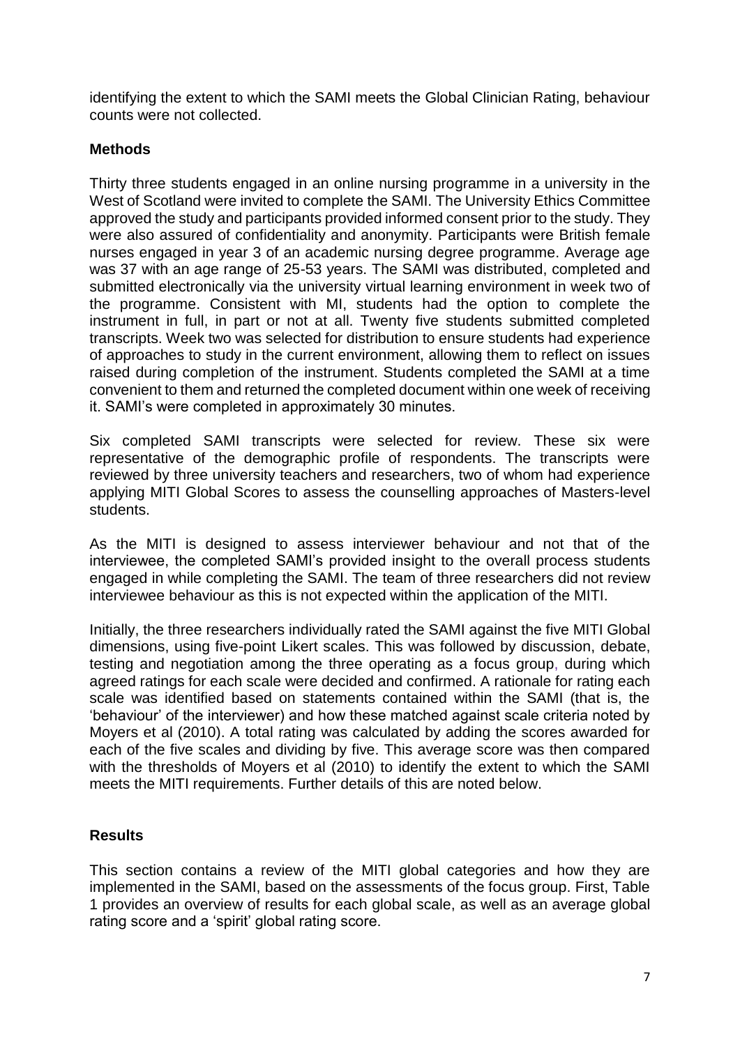identifying the extent to which the SAMI meets the Global Clinician Rating, behaviour counts were not collected.

## Methods

Thirty three students engaged in an online nursing programme in a university in the West of Scotland were invited to complete the SAMI. The University Ethics Committee approved the study and participants provided informed consent prior to the study. They were also assured of confidentiality and anonymity. Participants were British female nurses engaged in year 3 of an academic nursing degree programme. Average age was 37 with an age range of 25-53 years. The SAMI was distributed, completed and submitted electronically via the university virtual learning environment in week two of the programme. Consistent with MI, students had the option to complete the instrument in full, in part or not at all. Twenty five students submitted completed transcripts. Week two was selected for distribution to ensure students had experience of approaches to study in the current environment, allowing them to reflect on issues raised during completion of the instrument. Students completed the SAMI at a time convenient to them and returned the completed document within one week of receiving it. SAMI's were completed in approximately 30 minutes.

Six completed SAMI transcripts were selected for review. These six were representative of the demographic profile of respondents. The transcripts were reviewed by three university teachers and researchers, two of whom had experience applying MITI Global Scores to assess the counselling approaches of Masters-level students.

As the MITI is designed to assess interviewer behaviour and not that of the interviewee, the completed SAMI's provided insight to the overall process students engaged in while completing the SAMI. The team of three researchers did not review interviewee behaviour as this is not expected within the application of the MITI.

Initially, the three researchers individually rated the SAMI against the five MITI Global dimensions, using five-point Likert scales. This was followed by discussion, debate, testing and negotiation among the three operating as a focus group, during which agreed ratings for each scale were decided and confirmed. A rationale for rating each scale was identified based on statements contained within the SAMI (that is, the 'behaviour' of the interviewer) and how these matched against scale criteria noted by Moyers et al (2010). A total rating was calculated by adding the scores awarded for each of the five scales and dividing by five. This average score was then compared with the thresholds of Moyers et al (2010) to identify the extent to which the SAMI meets the MITI requirements. Further details of this are noted below.

## Results

This section contains a review of the MITI global categories and how they are implemented in the SAMI, based on the assessments of the focus group. First, Table 1 provides an overview of results for each global scale, as well as an average global rating score and a 'spirit' global rating score.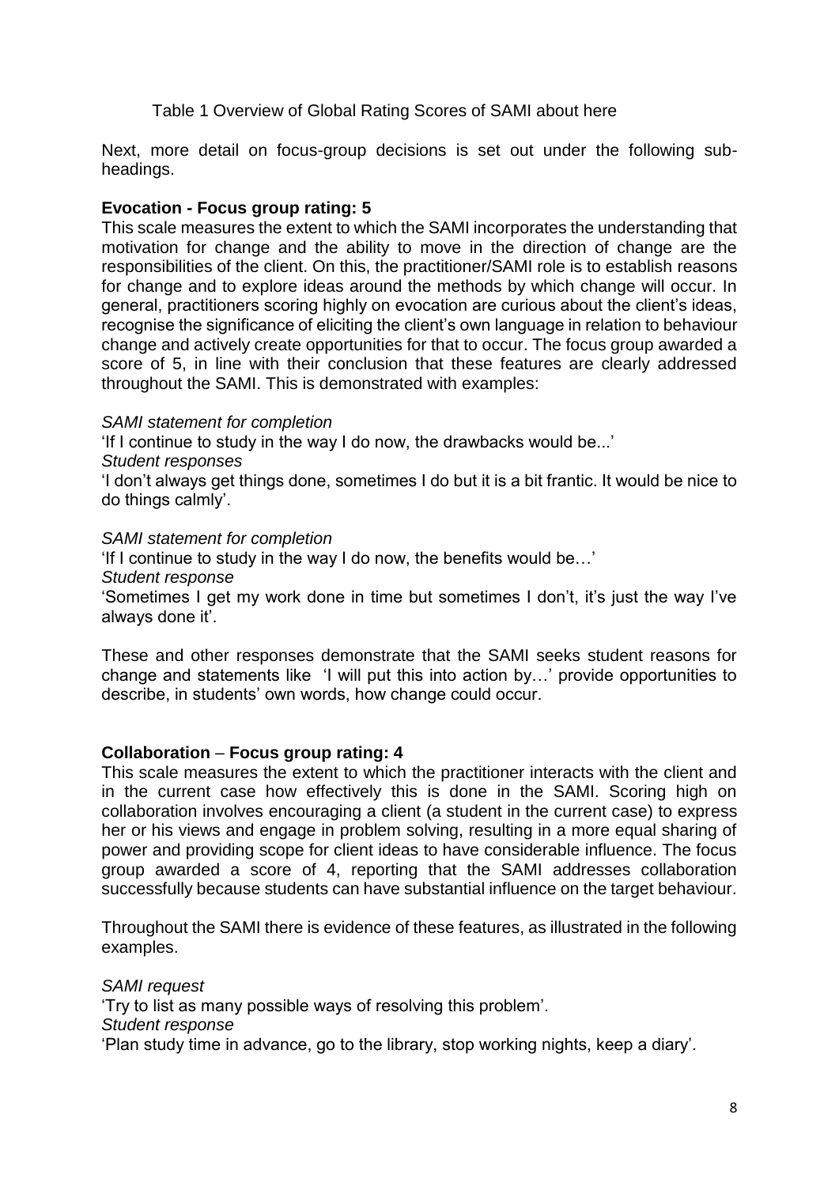Table 1 Overview of Global Rating Scores of SAMI about here

Next, more detail on focus-group decisions is set out under the following sub-headings.

**Evocation - Focus group rating: 5**

This scale measures the extent to which the SAMI incorporates the understanding that motivation for change and the ability to move in the direction of change are the responsibilities of the client. On this, the practitioner/SAMI role is to establish reasons for change and to explore ideas around the methods by which change will occur. In general, practitioners scoring highly on evocation are curious about the client's ideas, recognise the significance of eliciting the client's own language in relation to behaviour change and actively create opportunities for that to occur. The focus group awarded a score of 5, in line with their conclusion that these features are clearly addressed throughout the SAMI. This is demonstrated with examples:

*SAMI statement for completion*
'If I continue to study in the way I do now, the drawbacks would be...'
*Student responses*
'I don't always get things done, sometimes I do but it is a bit frantic. It would be nice to do things calmly'.

*SAMI statement for completion*
'If I continue to study in the way I do now, the benefits would be…'
*Student response*
'Sometimes I get my work done in time but sometimes I don't, it's just the way I've always done it'.

These and other responses demonstrate that the SAMI seeks student reasons for change and statements like 'I will put this into action by…' provide opportunities to describe, in students' own words, how change could occur.

**Collaboration – Focus group rating: 4**

This scale measures the extent to which the practitioner interacts with the client and in the current case how effectively this is done in the SAMI. Scoring high on collaboration involves encouraging a client (a student in the current case) to express her or his views and engage in problem solving, resulting in a more equal sharing of power and providing scope for client ideas to have considerable influence. The focus group awarded a score of 4, reporting that the SAMI addresses collaboration successfully because students can have substantial influence on the target behaviour.

Throughout the SAMI there is evidence of these features, as illustrated in the following examples.

*SAMI request*
'Try to list as many possible ways of resolving this problem'.
*Student response*
'Plan study time in advance, go to the library, stop working nights, keep a diary'.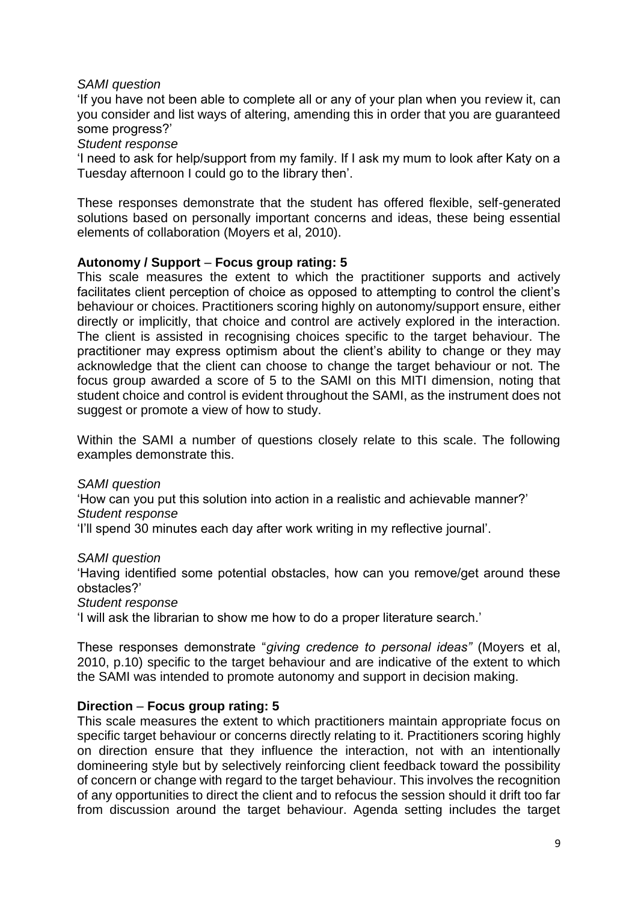*SAMI question*

'If you have not been able to complete all or any of your plan when you review it, can you consider and list ways of altering, amending this in order that you are guaranteed some progress?'

*Student response*

'I need to ask for help/support from my family. If I ask my mum to look after Katy on a Tuesday afternoon I could go to the library then'.

These responses demonstrate that the student has offered flexible, self-generated solutions based on personally important concerns and ideas, these being essential elements of collaboration (Moyers et al, 2010).

**Autonomy / Support – Focus group rating: 5**

This scale measures the extent to which the practitioner supports and actively facilitates client perception of choice as opposed to attempting to control the client's behaviour or choices. Practitioners scoring highly on autonomy/support ensure, either directly or implicitly, that choice and control are actively explored in the interaction. The client is assisted in recognising choices specific to the target behaviour. The practitioner may express optimism about the client's ability to change or they may acknowledge that the client can choose to change the target behaviour or not. The focus group awarded a score of 5 to the SAMI on this MITI dimension, noting that student choice and control is evident throughout the SAMI, as the instrument does not suggest or promote a view of how to study.

Within the SAMI a number of questions closely relate to this scale. The following examples demonstrate this.

*SAMI question*

'How can you put this solution into action in a realistic and achievable manner?'

*Student response*

'I'll spend 30 minutes each day after work writing in my reflective journal'.

*SAMI question*

'Having identified some potential obstacles, how can you remove/get around these obstacles?'

*Student response*

'I will ask the librarian to show me how to do a proper literature search.'

These responses demonstrate "*giving credence to personal ideas"* (Moyers et al, 2010, p.10) specific to the target behaviour and are indicative of the extent to which the SAMI was intended to promote autonomy and support in decision making.

**Direction – Focus group rating: 5**

This scale measures the extent to which practitioners maintain appropriate focus on specific target behaviour or concerns directly relating to it. Practitioners scoring highly on direction ensure that they influence the interaction, not with an intentionally domineering style but by selectively reinforcing client feedback toward the possibility of concern or change with regard to the target behaviour. This involves the recognition of any opportunities to direct the client and to refocus the session should it drift too far from discussion around the target behaviour. Agenda setting includes the target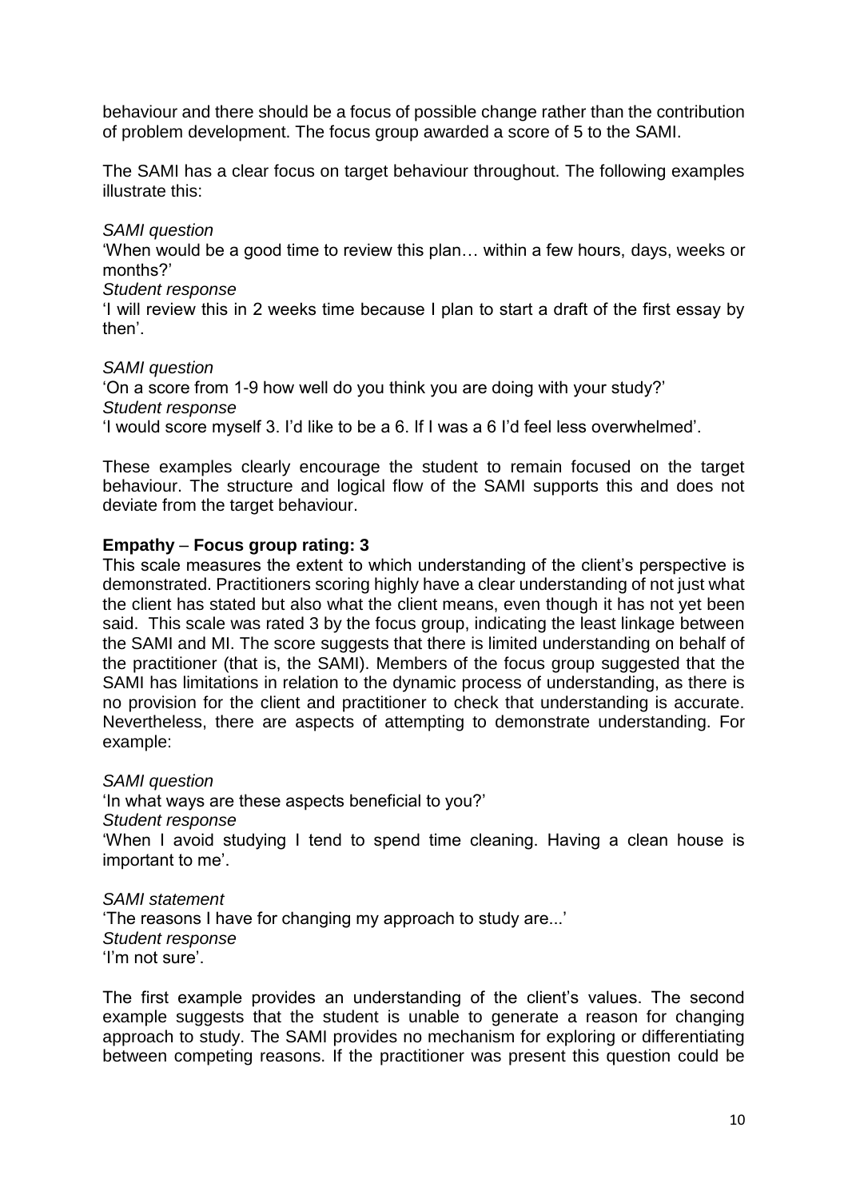behaviour and there should be a focus of possible change rather than the contribution of problem development. The focus group awarded a score of 5 to the SAMI.

The SAMI has a clear focus on target behaviour throughout. The following examples illustrate this:

*SAMI question*
'When would be a good time to review this plan… within a few hours, days, weeks or months?'
*Student response*
'I will review this in 2 weeks time because I plan to start a draft of the first essay by then'.

*SAMI question*
'On a score from 1-9 how well do you think you are doing with your study?'
*Student response*
'I would score myself 3. I'd like to be a 6. If I was a 6 I'd feel less overwhelmed'.

These examples clearly encourage the student to remain focused on the target behaviour. The structure and logical flow of the SAMI supports this and does not deviate from the target behaviour.

**Empathy – Focus group rating: 3**

This scale measures the extent to which understanding of the client's perspective is demonstrated. Practitioners scoring highly have a clear understanding of not just what the client has stated but also what the client means, even though it has not yet been said. This scale was rated 3 by the focus group, indicating the least linkage between the SAMI and MI. The score suggests that there is limited understanding on behalf of the practitioner (that is, the SAMI). Members of the focus group suggested that the SAMI has limitations in relation to the dynamic process of understanding, as there is no provision for the client and practitioner to check that understanding is accurate. Nevertheless, there are aspects of attempting to demonstrate understanding. For example:

*SAMI question*
'In what ways are these aspects beneficial to you?'
*Student response*
'When I avoid studying I tend to spend time cleaning. Having a clean house is important to me'.

*SAMI statement*
'The reasons I have for changing my approach to study are...'
*Student response*
'I'm not sure'.

The first example provides an understanding of the client's values. The second example suggests that the student is unable to generate a reason for changing approach to study. The SAMI provides no mechanism for exploring or differentiating between competing reasons. If the practitioner was present this question could be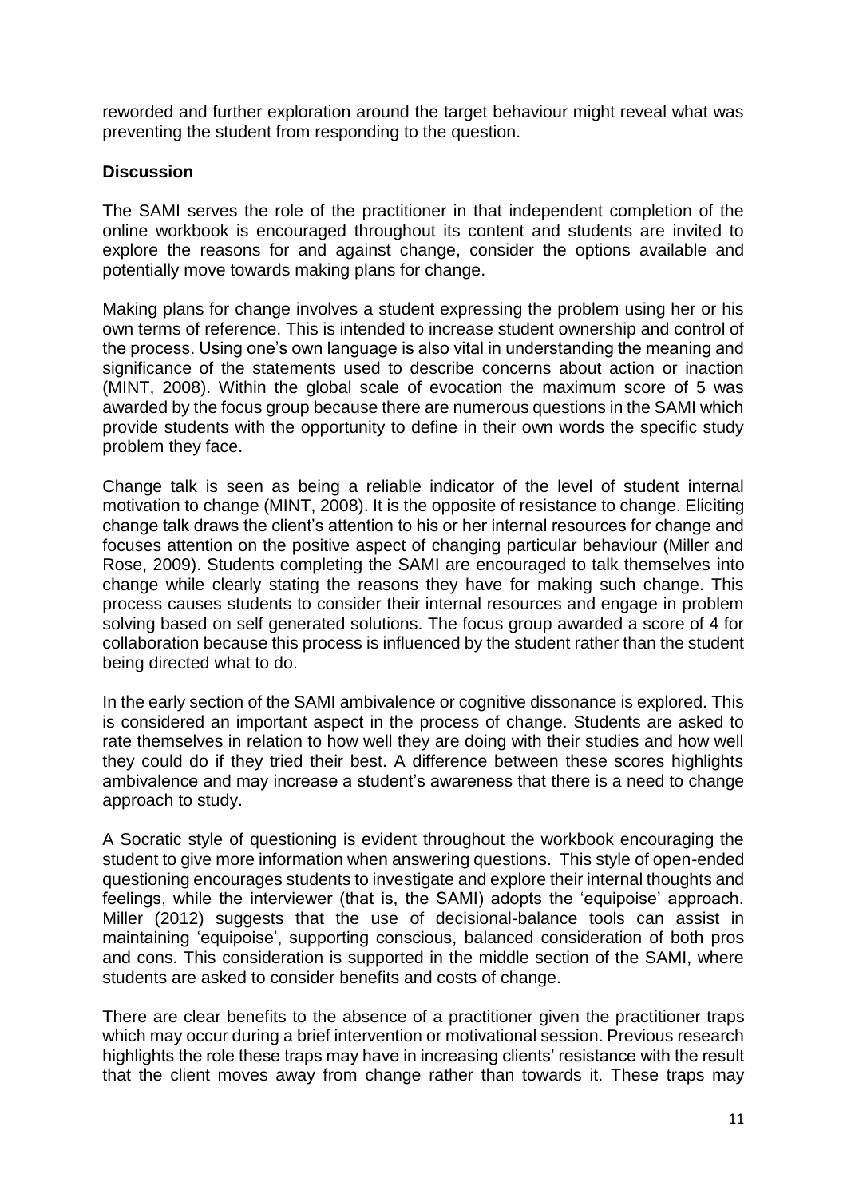reworded and further exploration around the target behaviour might reveal what was preventing the student from responding to the question.

**Discussion**

The SAMI serves the role of the practitioner in that independent completion of the online workbook is encouraged throughout its content and students are invited to explore the reasons for and against change, consider the options available and potentially move towards making plans for change.

Making plans for change involves a student expressing the problem using her or his own terms of reference. This is intended to increase student ownership and control of the process. Using one's own language is also vital in understanding the meaning and significance of the statements used to describe concerns about action or inaction (MINT, 2008). Within the global scale of evocation the maximum score of 5 was awarded by the focus group because there are numerous questions in the SAMI which provide students with the opportunity to define in their own words the specific study problem they face.

Change talk is seen as being a reliable indicator of the level of student internal motivation to change (MINT, 2008). It is the opposite of resistance to change. Eliciting change talk draws the client's attention to his or her internal resources for change and focuses attention on the positive aspect of changing particular behaviour (Miller and Rose, 2009). Students completing the SAMI are encouraged to talk themselves into change while clearly stating the reasons they have for making such change. This process causes students to consider their internal resources and engage in problem solving based on self generated solutions. The focus group awarded a score of 4 for collaboration because this process is influenced by the student rather than the student being directed what to do.

In the early section of the SAMI ambivalence or cognitive dissonance is explored. This is considered an important aspect in the process of change. Students are asked to rate themselves in relation to how well they are doing with their studies and how well they could do if they tried their best. A difference between these scores highlights ambivalence and may increase a student's awareness that there is a need to change approach to study.

A Socratic style of questioning is evident throughout the workbook encouraging the student to give more information when answering questions. This style of open-ended questioning encourages students to investigate and explore their internal thoughts and feelings, while the interviewer (that is, the SAMI) adopts the 'equipoise' approach. Miller (2012) suggests that the use of decisional-balance tools can assist in maintaining 'equipoise', supporting conscious, balanced consideration of both pros and cons. This consideration is supported in the middle section of the SAMI, where students are asked to consider benefits and costs of change.

There are clear benefits to the absence of a practitioner given the practitioner traps which may occur during a brief intervention or motivational session. Previous research highlights the role these traps may have in increasing clients' resistance with the result that the client moves away from change rather than towards it. These traps may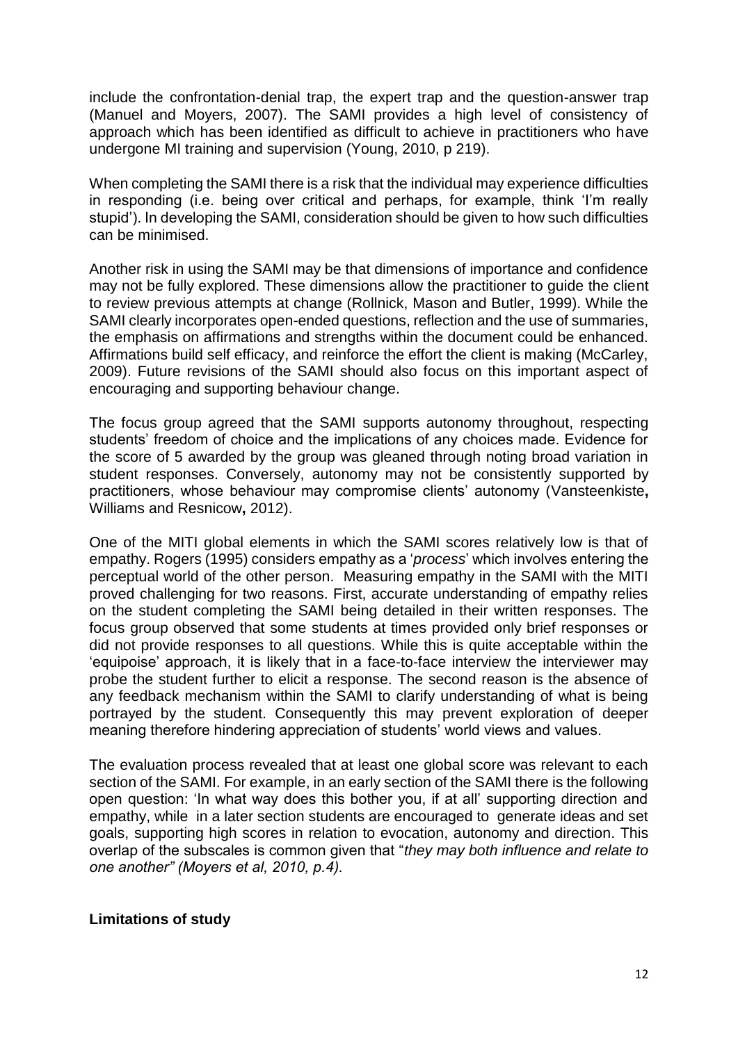include the confrontation-denial trap, the expert trap and the question-answer trap (Manuel and Moyers, 2007). The SAMI provides a high level of consistency of approach which has been identified as difficult to achieve in practitioners who have undergone MI training and supervision (Young, 2010, p 219).

When completing the SAMI there is a risk that the individual may experience difficulties in responding (i.e. being over critical and perhaps, for example, think 'I'm really stupid'). In developing the SAMI, consideration should be given to how such difficulties can be minimised.

Another risk in using the SAMI may be that dimensions of importance and confidence may not be fully explored. These dimensions allow the practitioner to guide the client to review previous attempts at change (Rollnick, Mason and Butler, 1999). While the SAMI clearly incorporates open-ended questions, reflection and the use of summaries, the emphasis on affirmations and strengths within the document could be enhanced. Affirmations build self efficacy, and reinforce the effort the client is making (McCarley, 2009). Future revisions of the SAMI should also focus on this important aspect of encouraging and supporting behaviour change.

The focus group agreed that the SAMI supports autonomy throughout, respecting students' freedom of choice and the implications of any choices made. Evidence for the score of 5 awarded by the group was gleaned through noting broad variation in student responses. Conversely, autonomy may not be consistently supported by practitioners, whose behaviour may compromise clients' autonomy (Vansteenkiste**,** Williams and Resnicow**,** 2012).

One of the MITI global elements in which the SAMI scores relatively low is that of empathy. Rogers (1995) considers empathy as a '*process*' which involves entering the perceptual world of the other person. Measuring empathy in the SAMI with the MITI proved challenging for two reasons. First, accurate understanding of empathy relies on the student completing the SAMI being detailed in their written responses. The focus group observed that some students at times provided only brief responses or did not provide responses to all questions. While this is quite acceptable within the 'equipoise' approach, it is likely that in a face-to-face interview the interviewer may probe the student further to elicit a response. The second reason is the absence of any feedback mechanism within the SAMI to clarify understanding of what is being portrayed by the student. Consequently this may prevent exploration of deeper meaning therefore hindering appreciation of students' world views and values.

The evaluation process revealed that at least one global score was relevant to each section of the SAMI. For example, in an early section of the SAMI there is the following open question: 'In what way does this bother you, if at all' supporting direction and empathy, while in a later section students are encouraged to generate ideas and set goals, supporting high scores in relation to evocation, autonomy and direction. This overlap of the subscales is common given that "*they may both influence and relate to one another" (Moyers et al, 2010, p.4).*

**Limitations of study**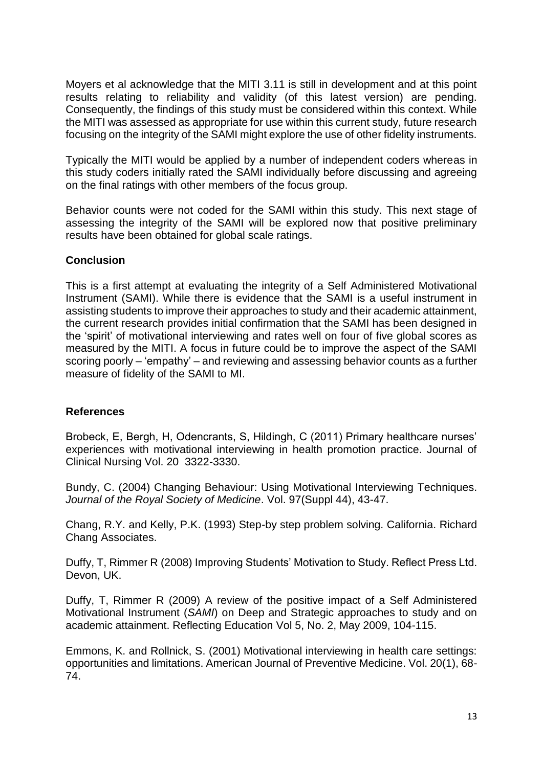Moyers et al acknowledge that the MITI 3.11 is still in development and at this point results relating to reliability and validity (of this latest version) are pending. Consequently, the findings of this study must be considered within this context. While the MITI was assessed as appropriate for use within this current study, future research focusing on the integrity of the SAMI might explore the use of other fidelity instruments.

Typically the MITI would be applied by a number of independent coders whereas in this study coders initially rated the SAMI individually before discussing and agreeing on the final ratings with other members of the focus group.

Behavior counts were not coded for the SAMI within this study. This next stage of assessing the integrity of the SAMI will be explored now that positive preliminary results have been obtained for global scale ratings.

## Conclusion

This is a first attempt at evaluating the integrity of a Self Administered Motivational Instrument (SAMI). While there is evidence that the SAMI is a useful instrument in assisting students to improve their approaches to study and their academic attainment, the current research provides initial confirmation that the SAMI has been designed in the 'spirit' of motivational interviewing and rates well on four of five global scores as measured by the MITI. A focus in future could be to improve the aspect of the SAMI scoring poorly – 'empathy' – and reviewing and assessing behavior counts as a further measure of fidelity of the SAMI to MI.

## References

Brobeck, E, Bergh, H, Odencrants, S, Hildingh, C (2011) Primary healthcare nurses' experiences with motivational interviewing in health promotion practice. Journal of Clinical Nursing Vol. 20 3322-3330.

Bundy, C. (2004) Changing Behaviour: Using Motivational Interviewing Techniques. *Journal of the Royal Society of Medicine*. Vol. 97(Suppl 44), 43-47.

Chang, R.Y. and Kelly, P.K. (1993) Step-by step problem solving. California. Richard Chang Associates.

Duffy, T, Rimmer R (2008) Improving Students' Motivation to Study. Reflect Press Ltd. Devon, UK.

Duffy, T, Rimmer R (2009) A review of the positive impact of a Self Administered Motivational Instrument (*SAMI*) on Deep and Strategic approaches to study and on academic attainment. Reflecting Education Vol 5, No. 2, May 2009, 104-115.

Emmons, K. and Rollnick, S. (2001) Motivational interviewing in health care settings: opportunities and limitations. American Journal of Preventive Medicine. Vol. 20(1), 68-74.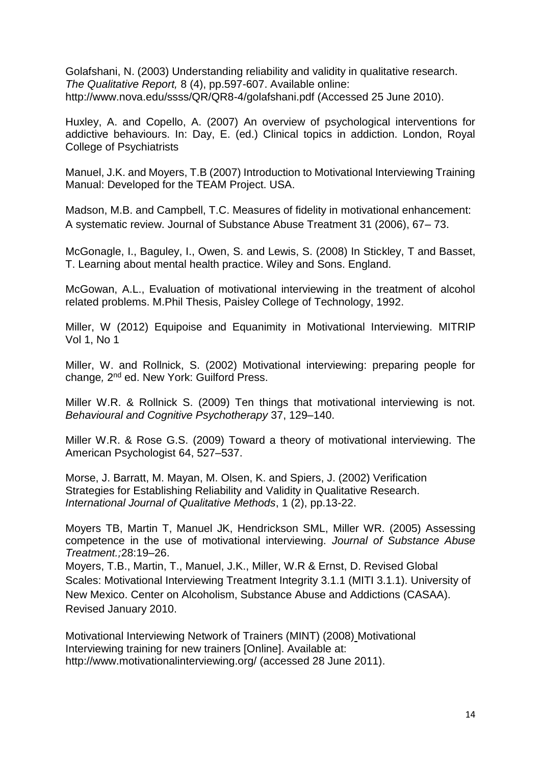Golafshani, N. (2003) Understanding reliability and validity in qualitative research. *The Qualitative Report,* 8 (4), pp.597-607. Available online: http://www.nova.edu/ssss/QR/QR8-4/golafshani.pdf (Accessed 25 June 2010).

Huxley, A. and Copello, A. (2007) An overview of psychological interventions for addictive behaviours. In: Day, E. (ed.) Clinical topics in addiction. London, Royal College of Psychiatrists

Manuel, J.K. and Moyers, T.B (2007) Introduction to Motivational Interviewing Training Manual: Developed for the TEAM Project. USA.

Madson, M.B. and Campbell, T.C. Measures of fidelity in motivational enhancement: A systematic review. Journal of Substance Abuse Treatment 31 (2006), 67– 73.

McGonagle, I., Baguley, I., Owen, S. and Lewis, S. (2008) In Stickley, T and Basset, T. Learning about mental health practice. Wiley and Sons. England.

McGowan, A.L., Evaluation of motivational interviewing in the treatment of alcohol related problems. M.Phil Thesis, Paisley College of Technology, 1992.

Miller, W (2012) Equipoise and Equanimity in Motivational Interviewing. MITRIP Vol 1, No 1

Miller, W. and Rollnick, S. (2002) Motivational interviewing: preparing people for change*,* 2nd ed. New York: Guilford Press.

Miller W.R. & Rollnick S. (2009) Ten things that motivational interviewing is not. *Behavioural and Cognitive Psychotherapy* 37, 129–140.

Miller W.R. & Rose G.S. (2009) Toward a theory of motivational interviewing. The American Psychologist 64, 527–537.

Morse, J. Barratt, M. Mayan, M. Olsen, K. and Spiers, J. (2002) Verification Strategies for Establishing Reliability and Validity in Qualitative Research. *International Journal of Qualitative Methods*, 1 (2), pp.13-22.

Moyers TB, Martin T, Manuel JK, Hendrickson SML, Miller WR. (2005) Assessing competence in the use of motivational interviewing. *Journal of Substance Abuse Treatment.;*28:19–26.

Moyers, T.B., Martin, T., Manuel, J.K., Miller, W.R & Ernst, D. Revised Global Scales: Motivational Interviewing Treatment Integrity 3.1.1 (MITI 3.1.1). University of New Mexico. Center on Alcoholism, Substance Abuse and Addictions (CASAA). Revised January 2010.

Motivational Interviewing Network of Trainers (MINT) (2008) Motivational Interviewing training for new trainers [Online]. Available at: http://www.motivationalinterviewing.org/ (accessed 28 June 2011).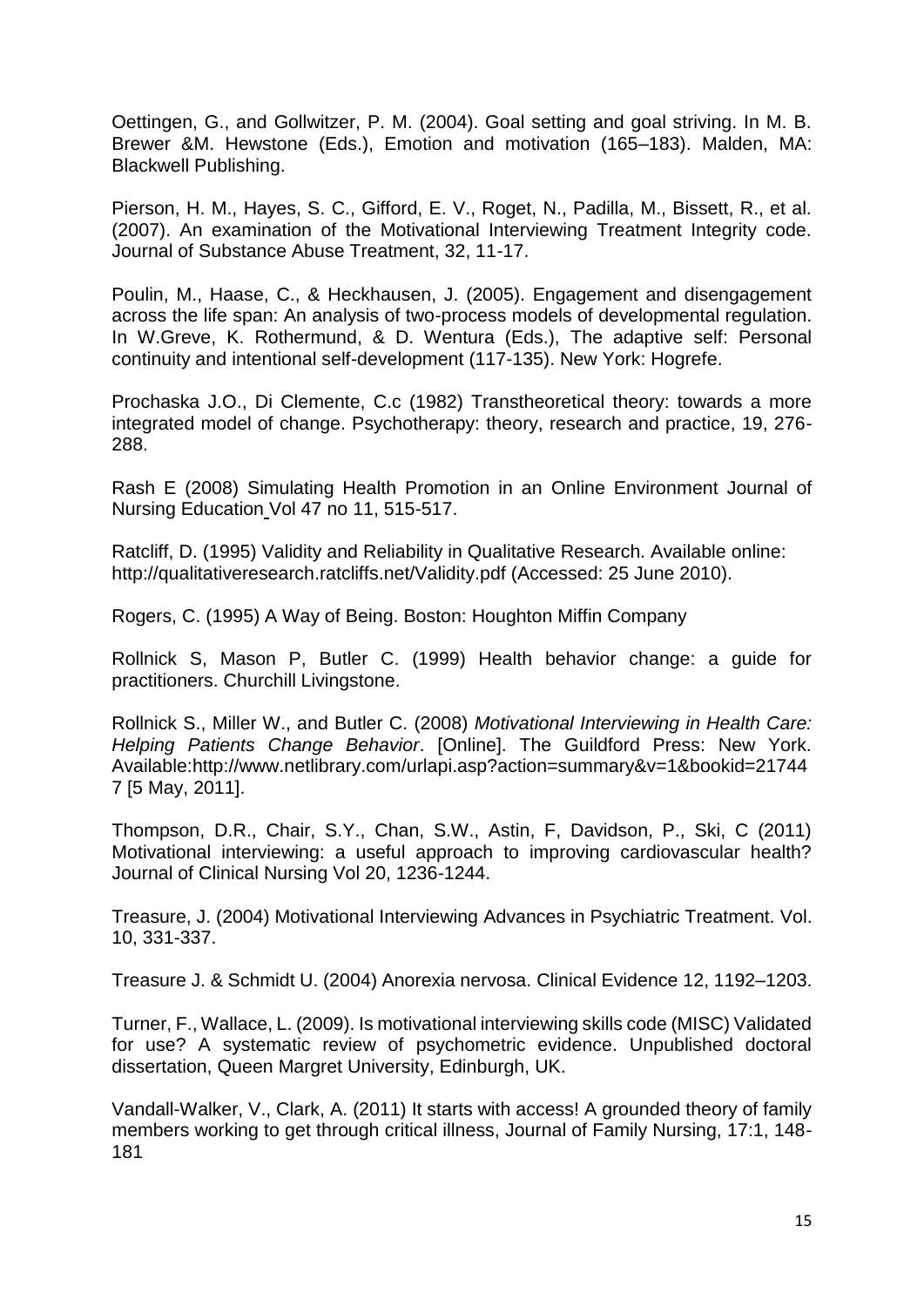Oettingen, G., and Gollwitzer, P. M. (2004). Goal setting and goal striving. In M. B. Brewer &M. Hewstone (Eds.), Emotion and motivation (165–183). Malden, MA: Blackwell Publishing.

Pierson, H. M., Hayes, S. C., Gifford, E. V., Roget, N., Padilla, M., Bissett, R., et al. (2007). An examination of the Motivational Interviewing Treatment Integrity code. Journal of Substance Abuse Treatment, 32, 11-17.

Poulin, M., Haase, C., & Heckhausen, J. (2005). Engagement and disengagement across the life span: An analysis of two-process models of developmental regulation. In W.Greve, K. Rothermund, & D. Wentura (Eds.), The adaptive self: Personal continuity and intentional self-development (117-135). New York: Hogrefe.

Prochaska J.O., Di Clemente, C.c (1982) Transtheoretical theory: towards a more integrated model of change. Psychotherapy: theory, research and practice, 19, 276-288.

Rash E (2008) Simulating Health Promotion in an Online Environment Journal of Nursing Education Vol 47 no 11, 515-517.

Ratcliff, D. (1995) Validity and Reliability in Qualitative Research. Available online: http://qualitativeresearch.ratcliffs.net/Validity.pdf (Accessed: 25 June 2010).

Rogers, C. (1995) A Way of Being. Boston: Houghton Miffin Company

Rollnick S, Mason P, Butler C. (1999) Health behavior change: a guide for practitioners. Churchill Livingstone.

Rollnick S., Miller W., and Butler C. (2008) *Motivational Interviewing in Health Care: Helping Patients Change Behavior*. [Online]. The Guildford Press: New York. Available:http://www.netlibrary.com/urlapi.asp?action=summary&v=1&bookid=217447 [5 May, 2011].

Thompson, D.R., Chair, S.Y., Chan, S.W., Astin, F, Davidson, P., Ski, C (2011) Motivational interviewing: a useful approach to improving cardiovascular health? Journal of Clinical Nursing Vol 20, 1236-1244.

Treasure, J. (2004) Motivational Interviewing Advances in Psychiatric Treatment. Vol. 10, 331-337.

Treasure J. & Schmidt U. (2004) Anorexia nervosa. Clinical Evidence 12, 1192–1203.

Turner, F., Wallace, L. (2009). Is motivational interviewing skills code (MISC) Validated for use? A systematic review of psychometric evidence. Unpublished doctoral dissertation, Queen Margret University, Edinburgh, UK.

Vandall-Walker, V., Clark, A. (2011) It starts with access! A grounded theory of family members working to get through critical illness, Journal of Family Nursing, 17:1, 148-181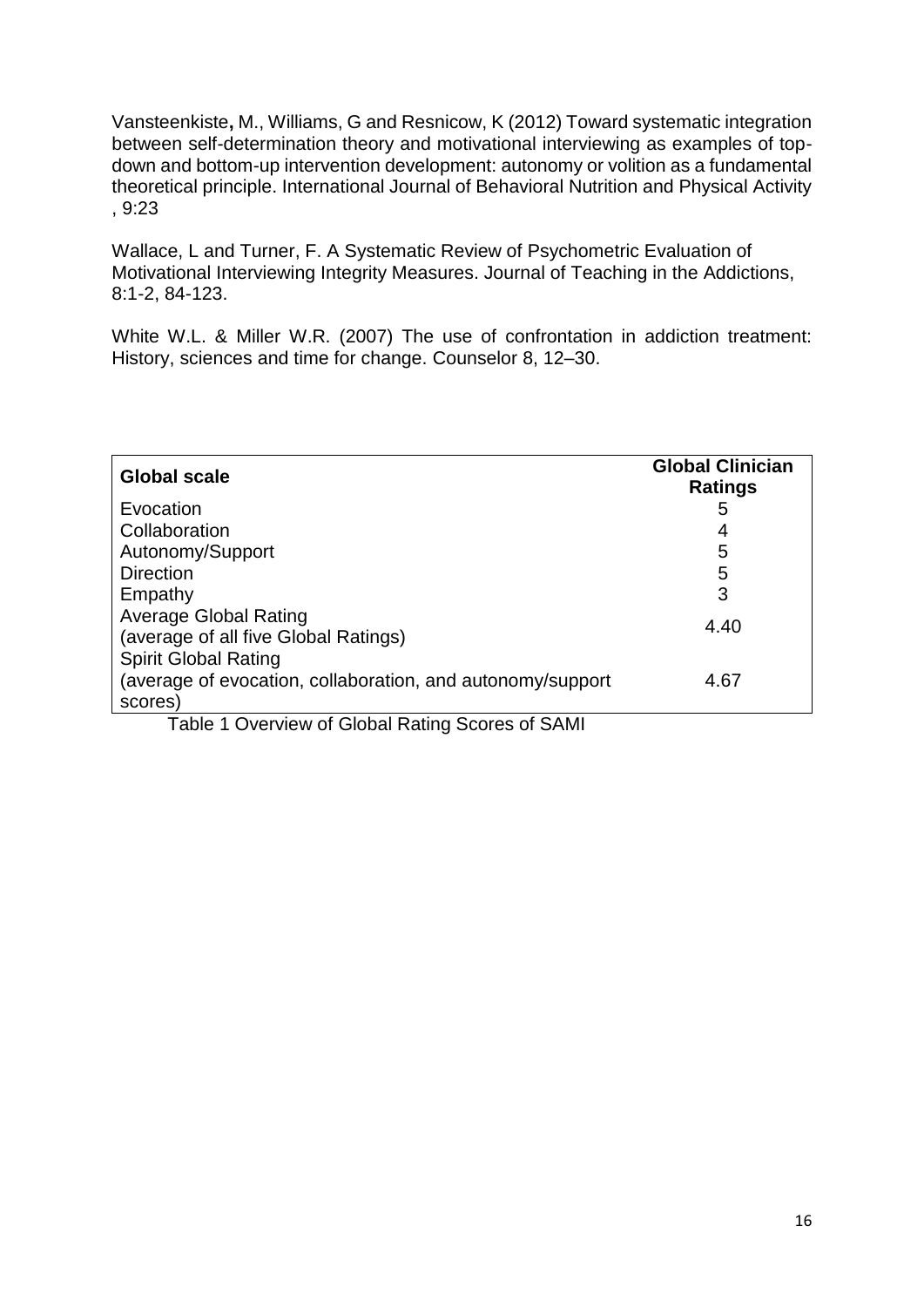Vansteenkiste**,** M., Williams, G and Resnicow, K (2012) Toward systematic integration between self-determination theory and motivational interviewing as examples of top-down and bottom-up intervention development: autonomy or volition as a fundamental theoretical principle. International Journal of Behavioral Nutrition and Physical Activity , 9:23

Wallace, L and Turner, F. A Systematic Review of Psychometric Evaluation of Motivational Interviewing Integrity Measures. Journal of Teaching in the Addictions, 8:1-2, 84-123.

White W.L. & Miller W.R. (2007) The use of confrontation in addiction treatment: History, sciences and time for change. Counselor 8, 12–30.

| **Global scale** | **Global Clinician Ratings** |
|---|---|
| Evocation | 5 |
| Collaboration | 4 |
| Autonomy/Support | 5 |
| Direction | 5 |
| Empathy | 3 |
| Average Global Rating (average of all five Global Ratings) | 4.40 |
| Spirit Global Rating (average of evocation, collaboration, and autonomy/support scores) | 4.67 |

Table 1 Overview of Global Rating Scores of SAMI